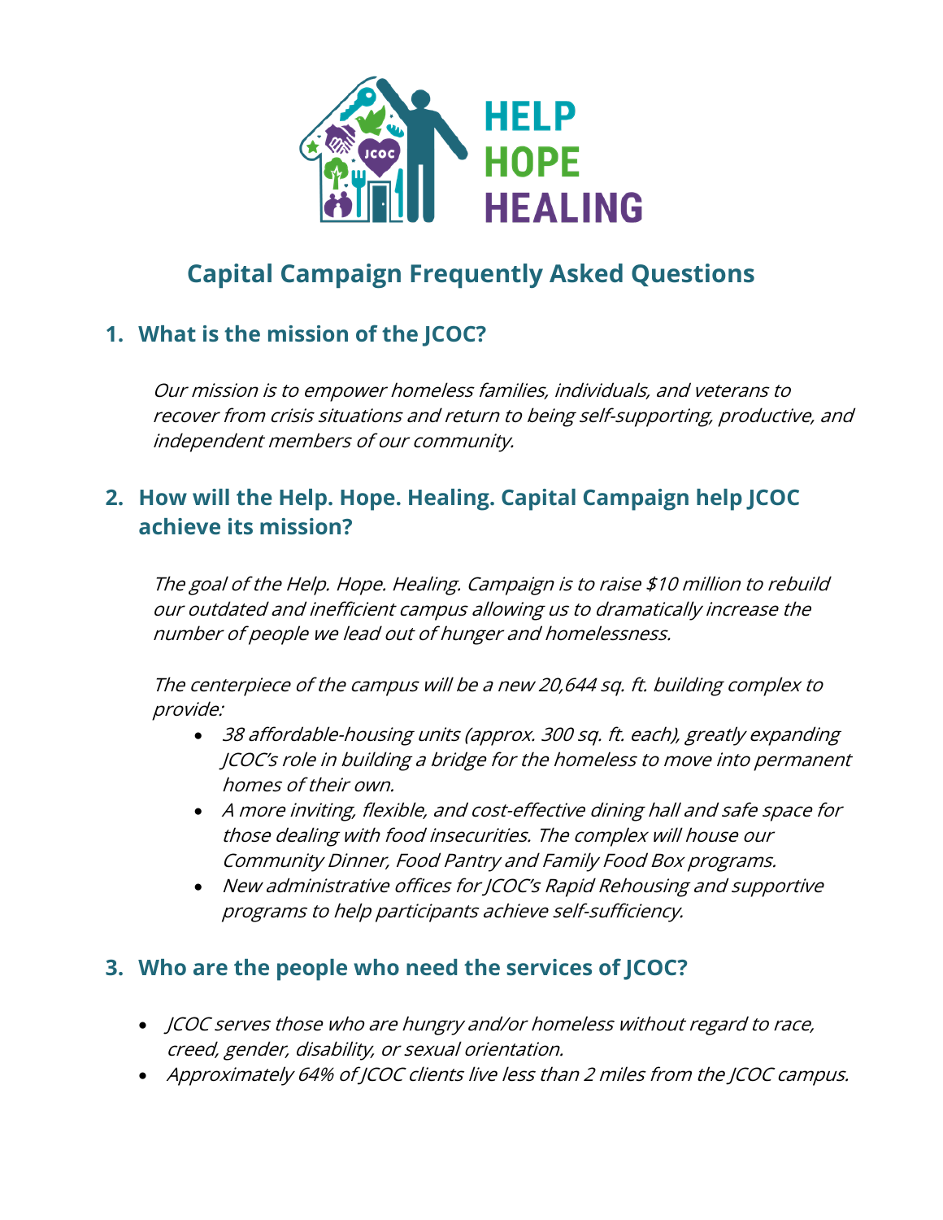HELP HOPE HEALING

# Capital Campaign Frequently Asked Questions

## 1. What is the mission of the JCOC?

*Our mission is to empower homeless families, individuals, and veterans to recover from crisis situations and return to being self-supporting, productive, and independent members of our community.*

## 2. How will the Help. Hope. Healing. Capital Campaign help JCOC achieve its mission?

*The goal of the Help. Hope. Healing. Campaign is to raise $10 million to rebuild our outdated and inefficient campus allowing us to dramatically increase the number of people we lead out of hunger and homelessness.*

*The centerpiece of the campus will be a new 20,644 sq. ft. building complex to provide:*

- *38 affordable-housing units (approx. 300 sq. ft. each), greatly expanding JCOC's role in building a bridge for the homeless to move into permanent homes of their own.*
- *A more inviting, flexible, and cost-effective dining hall and safe space for those dealing with food insecurities. The complex will house our Community Dinner, Food Pantry and Family Food Box programs.*
- *New administrative offices for JCOC's Rapid Rehousing and supportive programs to help participants achieve self-sufficiency.*

## 3. Who are the people who need the services of JCOC?

- *JCOC serves those who are hungry and/or homeless without regard to race, creed, gender, disability, or sexual orientation.*
- *Approximately 64% of JCOC clients live less than 2 miles from the JCOC campus.*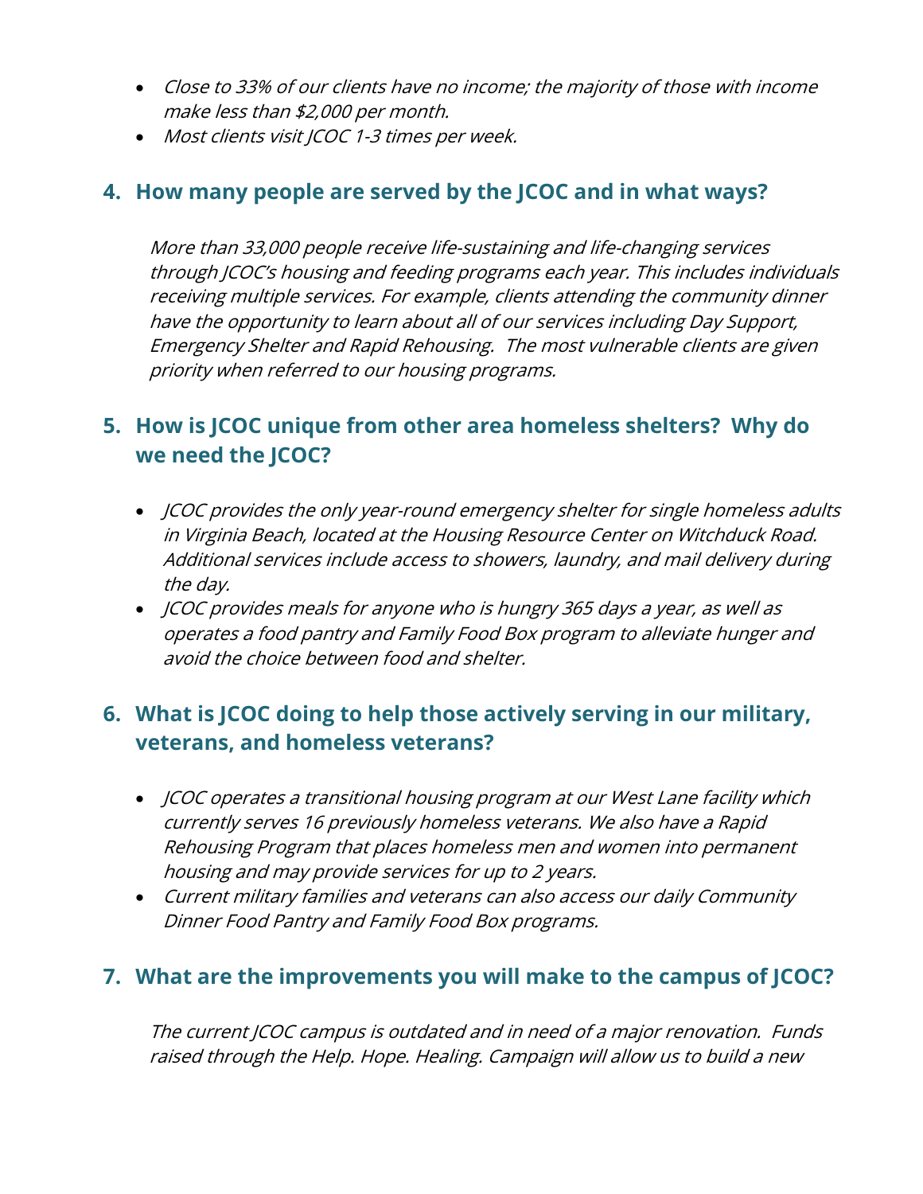- *Close to 33% of our clients have no income; the majority of those with income make less than $2,000 per month.*
- *Most clients visit JCOC 1-3 times per week.*

## 4. How many people are served by the JCOC and in what ways?

*More than 33,000 people receive life-sustaining and life-changing services through JCOC's housing and feeding programs each year. This includes individuals receiving multiple services. For example, clients attending the community dinner have the opportunity to learn about all of our services including Day Support, Emergency Shelter and Rapid Rehousing. The most vulnerable clients are given priority when referred to our housing programs.*

## 5. How is JCOC unique from other area homeless shelters? Why do we need the JCOC?

- *JCOC provides the only year-round emergency shelter for single homeless adults in Virginia Beach, located at the Housing Resource Center on Witchduck Road. Additional services include access to showers, laundry, and mail delivery during the day.*
- *JCOC provides meals for anyone who is hungry 365 days a year, as well as operates a food pantry and Family Food Box program to alleviate hunger and avoid the choice between food and shelter.*

## 6. What is JCOC doing to help those actively serving in our military, veterans, and homeless veterans?

- *JCOC operates a transitional housing program at our West Lane facility which currently serves 16 previously homeless veterans. We also have a Rapid Rehousing Program that places homeless men and women into permanent housing and may provide services for up to 2 years.*
- *Current military families and veterans can also access our daily Community Dinner Food Pantry and Family Food Box programs.*

## 7. What are the improvements you will make to the campus of JCOC?

*The current JCOC campus is outdated and in need of a major renovation. Funds raised through the Help. Hope. Healing. Campaign will allow us to build a new*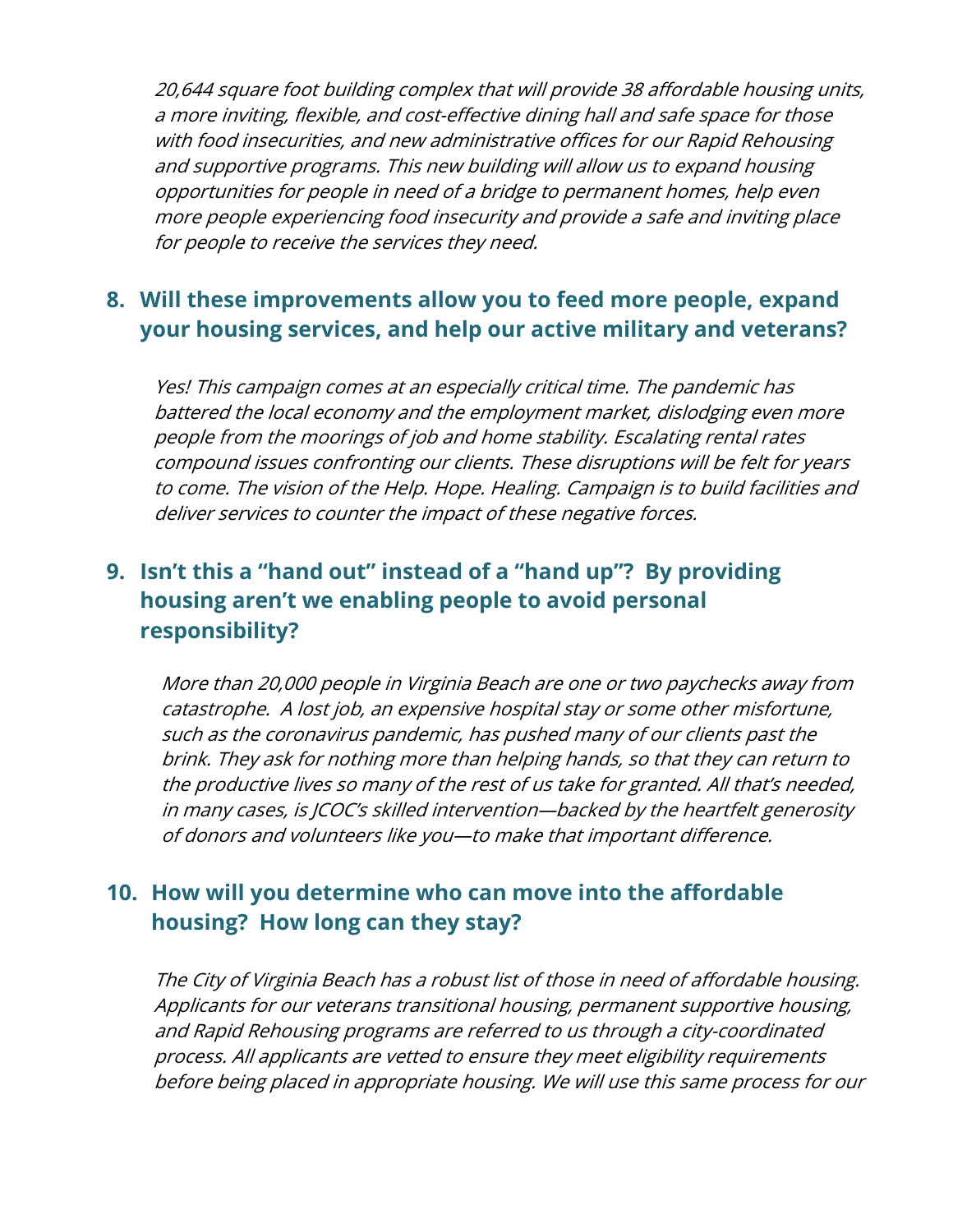*20,644 square foot building complex that will provide 38 affordable housing units, a more inviting, flexible, and cost-effective dining hall and safe space for those with food insecurities, and new administrative offices for our Rapid Rehousing and supportive programs. This new building will allow us to expand housing opportunities for people in need of a bridge to permanent homes, help even more people experiencing food insecurity and provide a safe and inviting place for people to receive the services they need.*

## 8. Will these improvements allow you to feed more people, expand your housing services, and help our active military and veterans?

*Yes! This campaign comes at an especially critical time. The pandemic has battered the local economy and the employment market, dislodging even more people from the moorings of job and home stability. Escalating rental rates compound issues confronting our clients. These disruptions will be felt for years to come. The vision of the Help. Hope. Healing. Campaign is to build facilities and deliver services to counter the impact of these negative forces.*

## 9. Isn't this a "hand out" instead of a "hand up"? By providing housing aren't we enabling people to avoid personal responsibility?

*More than 20,000 people in Virginia Beach are one or two paychecks away from catastrophe. A lost job, an expensive hospital stay or some other misfortune, such as the coronavirus pandemic, has pushed many of our clients past the brink. They ask for nothing more than helping hands, so that they can return to the productive lives so many of the rest of us take for granted. All that's needed, in many cases, is JCOC's skilled intervention—backed by the heartfelt generosity of donors and volunteers like you—to make that important difference.*

## 10. How will you determine who can move into the affordable housing? How long can they stay?

*The City of Virginia Beach has a robust list of those in need of affordable housing. Applicants for our veterans transitional housing, permanent supportive housing, and Rapid Rehousing programs are referred to us through a city-coordinated process. All applicants are vetted to ensure they meet eligibility requirements before being placed in appropriate housing. We will use this same process for our*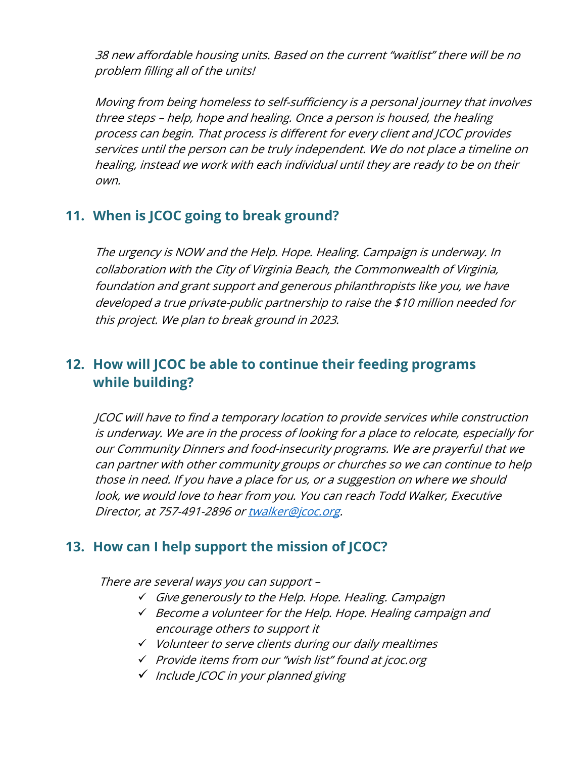*38 new affordable housing units. Based on the current "waitlist" there will be no problem filling all of the units!*

*Moving from being homeless to self-sufficiency is a personal journey that involves three steps – help, hope and healing. Once a person is housed, the healing process can begin. That process is different for every client and JCOC provides services until the person can be truly independent. We do not place a timeline on healing, instead we work with each individual until they are ready to be on their own.*

## 11. When is JCOC going to break ground?

*The urgency is NOW and the Help. Hope. Healing. Campaign is underway. In collaboration with the City of Virginia Beach, the Commonwealth of Virginia, foundation and grant support and generous philanthropists like you, we have developed a true private-public partnership to raise the $10 million needed for this project. We plan to break ground in 2023.*

## 12. How will JCOC be able to continue their feeding programs while building?

*JCOC will have to find a temporary location to provide services while construction is underway. We are in the process of looking for a place to relocate, especially for our Community Dinners and food-insecurity programs. We are prayerful that we can partner with other community groups or churches so we can continue to help those in need. If you have a place for us, or a suggestion on where we should look, we would love to hear from you. You can reach Todd Walker, Executive Director, at 757-491-2896 or [twalker@jcoc.org](mailto:twalker@jcoc.org).*

## 13. How can I help support the mission of JCOC?

*There are several ways you can support –*

- ✓ *Give generously to the Help. Hope. Healing. Campaign*
- ✓ *Become a volunteer for the Help. Hope. Healing campaign and encourage others to support it*
- ✓ *Volunteer to serve clients during our daily mealtimes*
- ✓ *Provide items from our "wish list" found at jcoc.org*
- ✓ *Include JCOC in your planned giving*